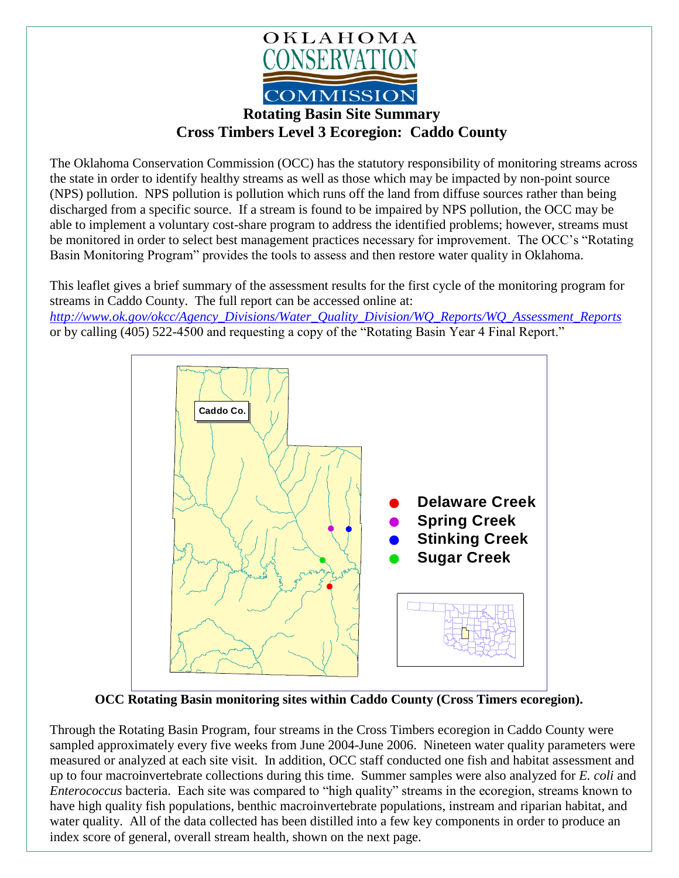# Rotating Basin Site Summary

## Cross Timbers Level 3 Ecoregion: Caddo County

The Oklahoma Conservation Commission (OCC) has the statutory responsibility of monitoring streams across the state in order to identify healthy streams as well as those which may be impacted by non-point source (NPS) pollution. NPS pollution is pollution which runs off the land from diffuse sources rather than being discharged from a specific source. If a stream is found to be impaired by NPS pollution, the OCC may be able to implement a voluntary cost-share program to address the identified problems; however, streams must be monitored in order to select best management practices necessary for improvement. The OCC's "Rotating Basin Monitoring Program" provides the tools to assess and then restore water quality in Oklahoma.

This leaflet gives a brief summary of the assessment results for the first cycle of the monitoring program for streams in Caddo County. The full report can be accessed online at: *http://www.ok.gov/okcc/Agency_Divisions/Water_Quality_Division/WQ_Reports/WQ_Assessment_Reports* or by calling (405) 522-4500 and requesting a copy of the "Rotating Basin Year 4 Final Report."

- Delaware Creek
- Spring Creek
- Stinking Creek
- Sugar Creek

**OCC Rotating Basin monitoring sites within Caddo County (Cross Timers ecoregion).**

Through the Rotating Basin Program, four streams in the Cross Timbers ecoregion in Caddo County were sampled approximately every five weeks from June 2004-June 2006. Nineteen water quality parameters were measured or analyzed at each site visit. In addition, OCC staff conducted one fish and habitat assessment and up to four macroinvertebrate collections during this time. Summer samples were also analyzed for *E. coli* and *Enterococcus* bacteria. Each site was compared to "high quality" streams in the ecoregion, streams known to have high quality fish populations, benthic macroinvertebrate populations, instream and riparian habitat, and water quality. All of the data collected has been distilled into a few key components in order to produce an index score of general, overall stream health, shown on the next page.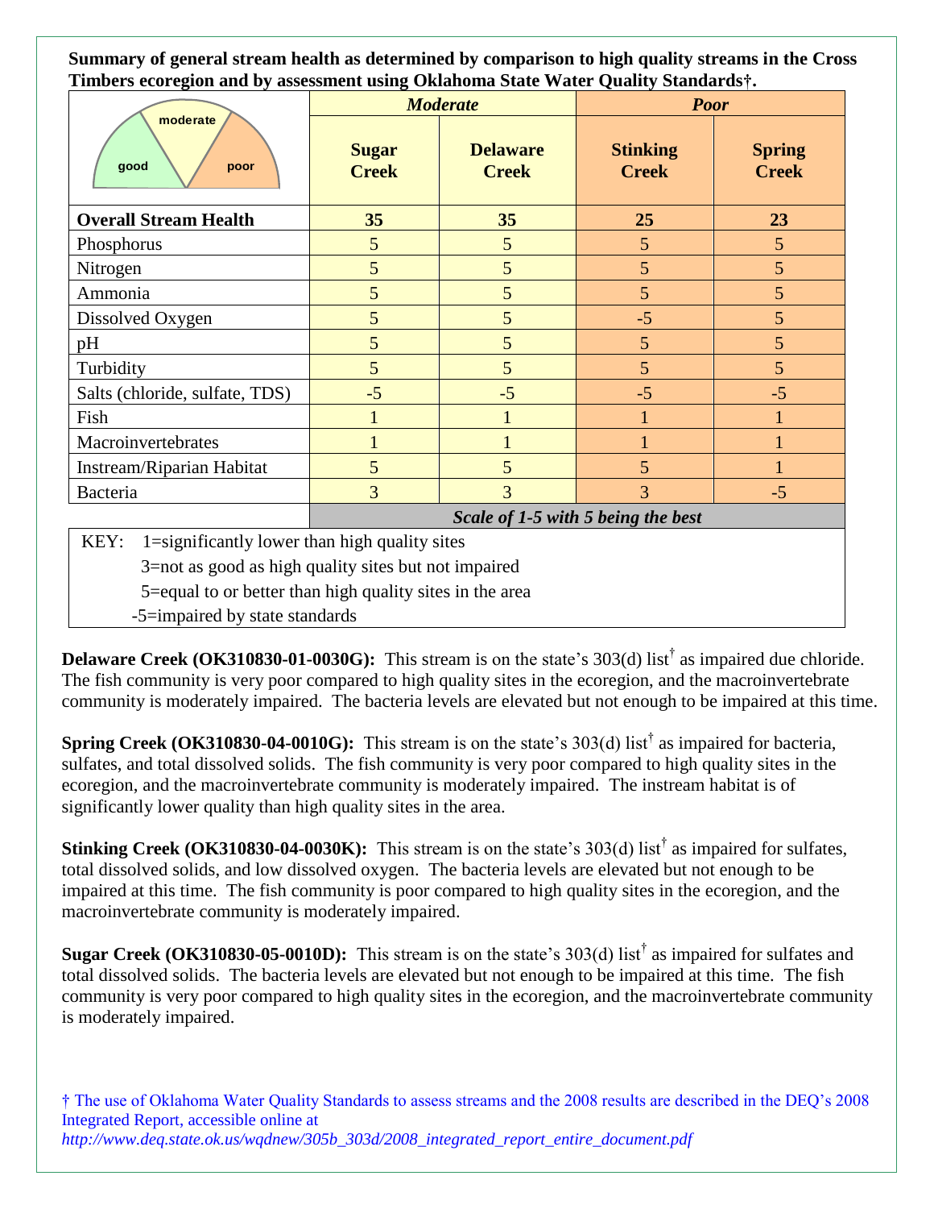**Summary of general stream health as determined by comparison to high quality streams in the Cross Timbers ecoregion and by assessment using Oklahoma State Water Quality Standards†.**

| | *Moderate* | | *Poor* | |
|---|---|---|---|---|
| good / moderate / poor | **Sugar Creek** | **Delaware Creek** | **Stinking Creek** | **Spring Creek** |
| **Overall Stream Health** | **35** | **35** | **25** | **23** |
| Phosphorus | 5 | 5 | 5 | 5 |
| Nitrogen | 5 | 5 | 5 | 5 |
| Ammonia | 5 | 5 | 5 | 5 |
| Dissolved Oxygen | 5 | 5 | -5 | 5 |
| pH | 5 | 5 | 5 | 5 |
| Turbidity | 5 | 5 | 5 | 5 |
| Salts (chloride, sulfate, TDS) | -5 | -5 | -5 | -5 |
| Fish | 1 | 1 | 1 | 1 |
| Macroinvertebrates | 1 | 1 | 1 | 1 |
| Instream/Riparian Habitat | 5 | 5 | 5 | 1 |
| Bacteria | 3 | 3 | 3 | -5 |
| | ***Scale of 1-5 with 5 being the best*** | | | |

KEY: 1=significantly lower than high quality sites
3=not as good as high quality sites but not impaired
5=equal to or better than high quality sites in the area
-5=impaired by state standards

**Delaware Creek (OK310830-01-0030G):** This stream is on the state's 303(d) list† as impaired due chloride. The fish community is very poor compared to high quality sites in the ecoregion, and the macroinvertebrate community is moderately impaired. The bacteria levels are elevated but not enough to be impaired at this time.

**Spring Creek (OK310830-04-0010G):** This stream is on the state's 303(d) list† as impaired for bacteria, sulfates, and total dissolved solids. The fish community is very poor compared to high quality sites in the ecoregion, and the macroinvertebrate community is moderately impaired. The instream habitat is of significantly lower quality than high quality sites in the area.

**Stinking Creek (OK310830-04-0030K):** This stream is on the state's 303(d) list† as impaired for sulfates, total dissolved solids, and low dissolved oxygen. The bacteria levels are elevated but not enough to be impaired at this time. The fish community is poor compared to high quality sites in the ecoregion, and the macroinvertebrate community is moderately impaired.

**Sugar Creek (OK310830-05-0010D):** This stream is on the state's 303(d) list† as impaired for sulfates and total dissolved solids. The bacteria levels are elevated but not enough to be impaired at this time. The fish community is very poor compared to high quality sites in the ecoregion, and the macroinvertebrate community is moderately impaired.

† The use of Oklahoma Water Quality Standards to assess streams and the 2008 results are described in the DEQ's 2008 Integrated Report, accessible online at *http://www.deq.state.ok.us/wqdnew/305b_303d/2008_integrated_report_entire_document.pdf*